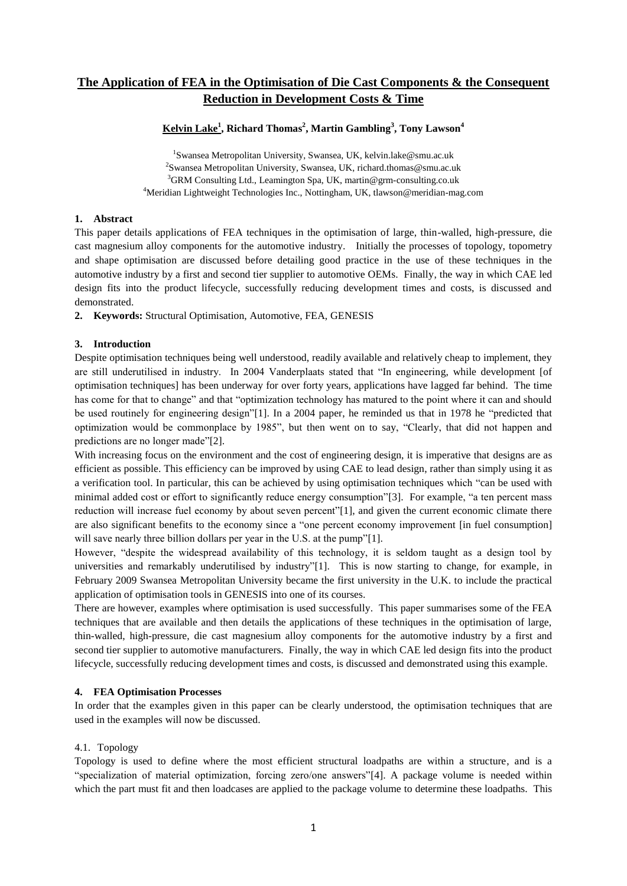# The Application of FEA in the Optimisation of Die Cast Components & the Consequent Reduction in Development Costs & Time

**Kelvin Lake[1], Richard Thomas[2], Martin Gambling[3], Tony Lawson[4]**

[1]Swansea Metropolitan University, Swansea, UK, kelvin.lake@smu.ac.uk
[2]Swansea Metropolitan University, Swansea, UK, richard.thomas@smu.ac.uk
[3]GRM Consulting Ltd., Leamington Spa, UK, martin@grm-consulting.co.uk
[4]Meridian Lightweight Technologies Inc., Nottingham, UK, tlawson@meridian-mag.com

## 1. Abstract

This paper details applications of FEA techniques in the optimisation of large, thin-walled, high-pressure, die cast magnesium alloy components for the automotive industry. Initially the processes of topology, topometry and shape optimisation are discussed before detailing good practice in the use of these techniques in the automotive industry by a first and second tier supplier to automotive OEMs. Finally, the way in which CAE led design fits into the product lifecycle, successfully reducing development times and costs, is discussed and demonstrated.

## 2. Keywords:

Structural Optimisation, Automotive, FEA, GENESIS

## 3. Introduction

Despite optimisation techniques being well understood, readily available and relatively cheap to implement, they are still underutilised in industry. In 2004 Vanderplaats stated that "In engineering, while development [of optimisation techniques] has been underway for over forty years, applications have lagged far behind. The time has come for that to change" and that "optimization technology has matured to the point where it can and should be used routinely for engineering design"[1]. In a 2004 paper, he reminded us that in 1978 he "predicted that optimization would be commonplace by 1985", but then went on to say, "Clearly, that did not happen and predictions are no longer made"[2].

With increasing focus on the environment and the cost of engineering design, it is imperative that designs are as efficient as possible. This efficiency can be improved by using CAE to lead design, rather than simply using it as a verification tool. In particular, this can be achieved by using optimisation techniques which "can be used with minimal added cost or effort to significantly reduce energy consumption"[3]. For example, "a ten percent mass reduction will increase fuel economy by about seven percent"[1], and given the current economic climate there are also significant benefits to the economy since a "one percent economy improvement [in fuel consumption] will save nearly three billion dollars per year in the U.S. at the pump"[1].

However, "despite the widespread availability of this technology, it is seldom taught as a design tool by universities and remarkably underutilised by industry"[1]. This is now starting to change, for example, in February 2009 Swansea Metropolitan University became the first university in the U.K. to include the practical application of optimisation tools in GENESIS into one of its courses.

There are however, examples where optimisation is used successfully. This paper summarises some of the FEA techniques that are available and then details the applications of these techniques in the optimisation of large, thin-walled, high-pressure, die cast magnesium alloy components for the automotive industry by a first and second tier supplier to automotive manufacturers. Finally, the way in which CAE led design fits into the product lifecycle, successfully reducing development times and costs, is discussed and demonstrated using this example.

## 4. FEA Optimisation Processes

In order that the examples given in this paper can be clearly understood, the optimisation techniques that are used in the examples will now be discussed.

### 4.1. Topology

Topology is used to define where the most efficient structural loadpaths are within a structure, and is a "specialization of material optimization, forcing zero/one answers"[4]. A package volume is needed within which the part must fit and then loadcases are applied to the package volume to determine these loadpaths. This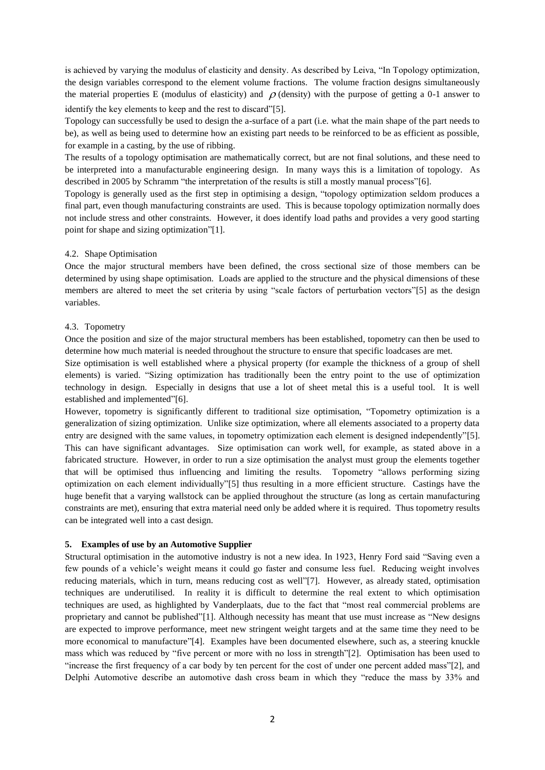is achieved by varying the modulus of elasticity and density. As described by Leiva, "In Topology optimization, the design variables correspond to the element volume fractions. The volume fraction designs simultaneously the material properties E (modulus of elasticity) and $\rho$ (density) with the purpose of getting a 0-1 answer to identify the key elements to keep and the rest to discard"[5].

Topology can successfully be used to design the a-surface of a part (i.e. what the main shape of the part needs to be), as well as being used to determine how an existing part needs to be reinforced to be as efficient as possible, for example in a casting, by the use of ribbing.

The results of a topology optimisation are mathematically correct, but are not final solutions, and these need to be interpreted into a manufacturable engineering design. In many ways this is a limitation of topology. As described in 2005 by Schramm "the interpretation of the results is still a mostly manual process"[6].

Topology is generally used as the first step in optimising a design, "topology optimization seldom produces a final part, even though manufacturing constraints are used. This is because topology optimization normally does not include stress and other constraints. However, it does identify load paths and provides a very good starting point for shape and sizing optimization"[1].

### 4.2. Shape Optimisation

Once the major structural members have been defined, the cross sectional size of those members can be determined by using shape optimisation. Loads are applied to the structure and the physical dimensions of these members are altered to meet the set criteria by using "scale factors of perturbation vectors"[5] as the design variables.

### 4.3. Topometry

Once the position and size of the major structural members has been established, topometry can then be used to determine how much material is needed throughout the structure to ensure that specific loadcases are met.

Size optimisation is well established where a physical property (for example the thickness of a group of shell elements) is varied. "Sizing optimization has traditionally been the entry point to the use of optimization technology in design. Especially in designs that use a lot of sheet metal this is a useful tool. It is well established and implemented"[6].

However, topometry is significantly different to traditional size optimisation, "Topometry optimization is a generalization of sizing optimization. Unlike size optimization, where all elements associated to a property data entry are designed with the same values, in topometry optimization each element is designed independently"[5]. This can have significant advantages. Size optimisation can work well, for example, as stated above in a fabricated structure. However, in order to run a size optimisation the analyst must group the elements together that will be optimised thus influencing and limiting the results. Topometry "allows performing sizing optimization on each element individually"[5] thus resulting in a more efficient structure. Castings have the huge benefit that a varying wallstock can be applied throughout the structure (as long as certain manufacturing constraints are met), ensuring that extra material need only be added where it is required. Thus topometry results can be integrated well into a cast design.

## 5. Examples of use by an Automotive Supplier

Structural optimisation in the automotive industry is not a new idea. In 1923, Henry Ford said "Saving even a few pounds of a vehicle's weight means it could go faster and consume less fuel. Reducing weight involves reducing materials, which in turn, means reducing cost as well"[7]. However, as already stated, optimisation techniques are underutilised. In reality it is difficult to determine the real extent to which optimisation techniques are used, as highlighted by Vanderplaats, due to the fact that "most real commercial problems are proprietary and cannot be published"[1]. Although necessity has meant that use must increase as "New designs are expected to improve performance, meet new stringent weight targets and at the same time they need to be more economical to manufacture"[4]. Examples have been documented elsewhere, such as, a steering knuckle mass which was reduced by "five percent or more with no loss in strength"[2]. Optimisation has been used to "increase the first frequency of a car body by ten percent for the cost of under one percent added mass"[2], and Delphi Automotive describe an automotive dash cross beam in which they "reduce the mass by 33% and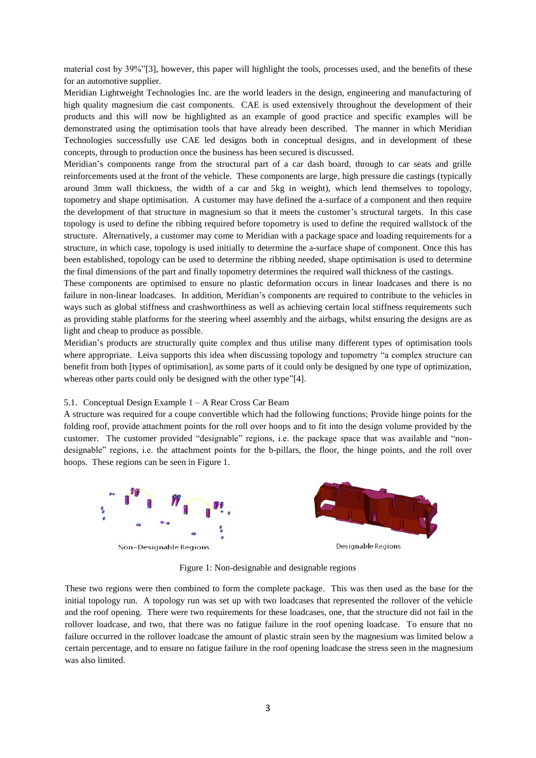material cost by 39%"[3], however, this paper will highlight the tools, processes used, and the benefits of these for an automotive supplier.

Meridian Lightweight Technologies Inc. are the world leaders in the design, engineering and manufacturing of high quality magnesium die cast components. CAE is used extensively throughout the development of their products and this will now be highlighted as an example of good practice and specific examples will be demonstrated using the optimisation tools that have already been described. The manner in which Meridian Technologies successfully use CAE led designs both in conceptual designs, and in development of these concepts, through to production once the business has been secured is discussed.

Meridian's components range from the structural part of a car dash board, through to car seats and grille reinforcements used at the front of the vehicle. These components are large, high pressure die castings (typically around 3mm wall thickness, the width of a car and 5kg in weight), which lend themselves to topology, topometry and shape optimisation. A customer may have defined the a-surface of a component and then require the development of that structure in magnesium so that it meets the customer's structural targets. In this case topology is used to define the ribbing required before topometry is used to define the required wallstock of the structure. Alternatively, a customer may come to Meridian with a package space and loading requirements for a structure, in which case, topology is used initially to determine the a-surface shape of component. Once this has been established, topology can be used to determine the ribbing needed, shape optimisation is used to determine the final dimensions of the part and finally topometry determines the required wall thickness of the castings.

These components are optimised to ensure no plastic deformation occurs in linear loadcases and there is no failure in non-linear loadcases. In addition, Meridian's components are required to contribute to the vehicles in ways such as global stiffness and crashworthiness as well as achieving certain local stiffness requirements such as providing stable platforms for the steering wheel assembly and the airbags, whilst ensuring the designs are as light and cheap to produce as possible.

Meridian's products are structurally quite complex and thus utilise many different types of optimisation tools where appropriate. Leiva supports this idea when discussing topology and topometry "a complex structure can benefit from both [types of optimisation], as some parts of it could only be designed by one type of optimization, whereas other parts could only be designed with the other type"[4].

### 5.1. Conceptual Design Example 1 – A Rear Cross Car Beam

A structure was required for a coupe convertible which had the following functions; Provide hinge points for the folding roof, provide attachment points for the roll over hoops and to fit into the design volume provided by the customer. The customer provided "designable" regions, i.e. the package space that was available and "non-designable" regions, i.e. the attachment points for the b-pillars, the floor, the hinge points, and the roll over hoops. These regions can be seen in Figure 1.

Non–Designable Regions

Designable Regions

Figure 1: Non-designable and designable regions

These two regions were then combined to form the complete package. This was then used as the base for the initial topology run. A topology run was set up with two loadcases that represented the rollover of the vehicle and the roof opening. There were two requirements for these loadcases, one, that the structure did not fail in the rollover loadcase, and two, that there was no fatigue failure in the roof opening loadcase. To ensure that no failure occurred in the rollover loadcase the amount of plastic strain seen by the magnesium was limited below a certain percentage, and to ensure no fatigue failure in the roof opening loadcase the stress seen in the magnesium was also limited.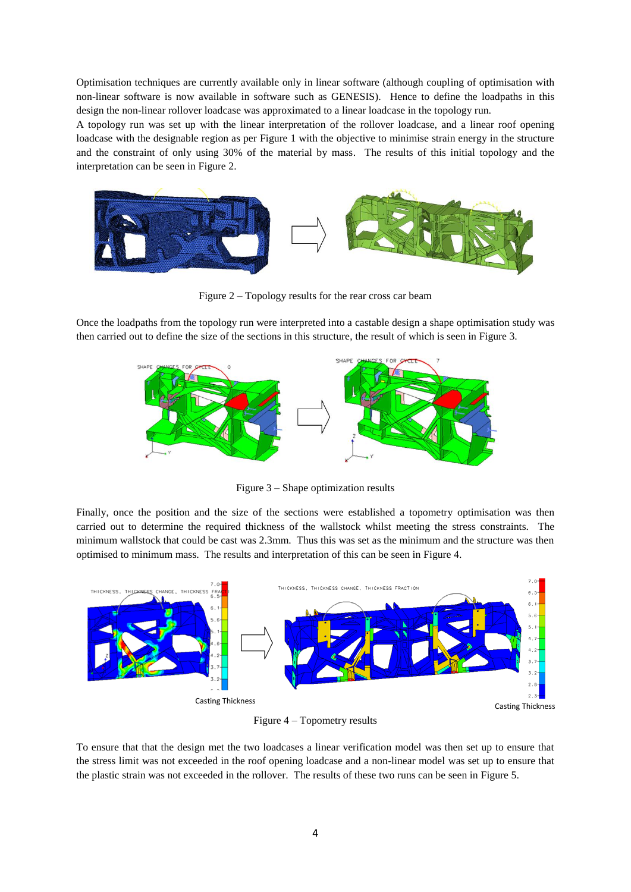Optimisation techniques are currently available only in linear software (although coupling of optimisation with non-linear software is now available in software such as GENESIS). Hence to define the loadpaths in this design the non-linear rollover loadcase was approximated to a linear loadcase in the topology run.

A topology run was set up with the linear interpretation of the rollover loadcase, and a linear roof opening loadcase with the designable region as per Figure 1 with the objective to minimise strain energy in the structure and the constraint of only using 30% of the material by mass. The results of this initial topology and the interpretation can be seen in Figure 2.

Figure 2 – Topology results for the rear cross car beam

Once the loadpaths from the topology run were interpreted into a castable design a shape optimisation study was then carried out to define the size of the sections in this structure, the result of which is seen in Figure 3.

Figure 3 – Shape optimization results

Finally, once the position and the size of the sections were established a topometry optimisation was then carried out to determine the required thickness of the wallstock whilst meeting the stress constraints. The minimum wallstock that could be cast was 2.3mm. Thus this was set as the minimum and the structure was then optimised to minimum mass. The results and interpretation of this can be seen in Figure 4.

Casting Thickness

Casting Thickness

Figure 4 – Topometry results

To ensure that that the design met the two loadcases a linear verification model was then set up to ensure that the stress limit was not exceeded in the roof opening loadcase and a non-linear model was set up to ensure that the plastic strain was not exceeded in the rollover. The results of these two runs can be seen in Figure 5.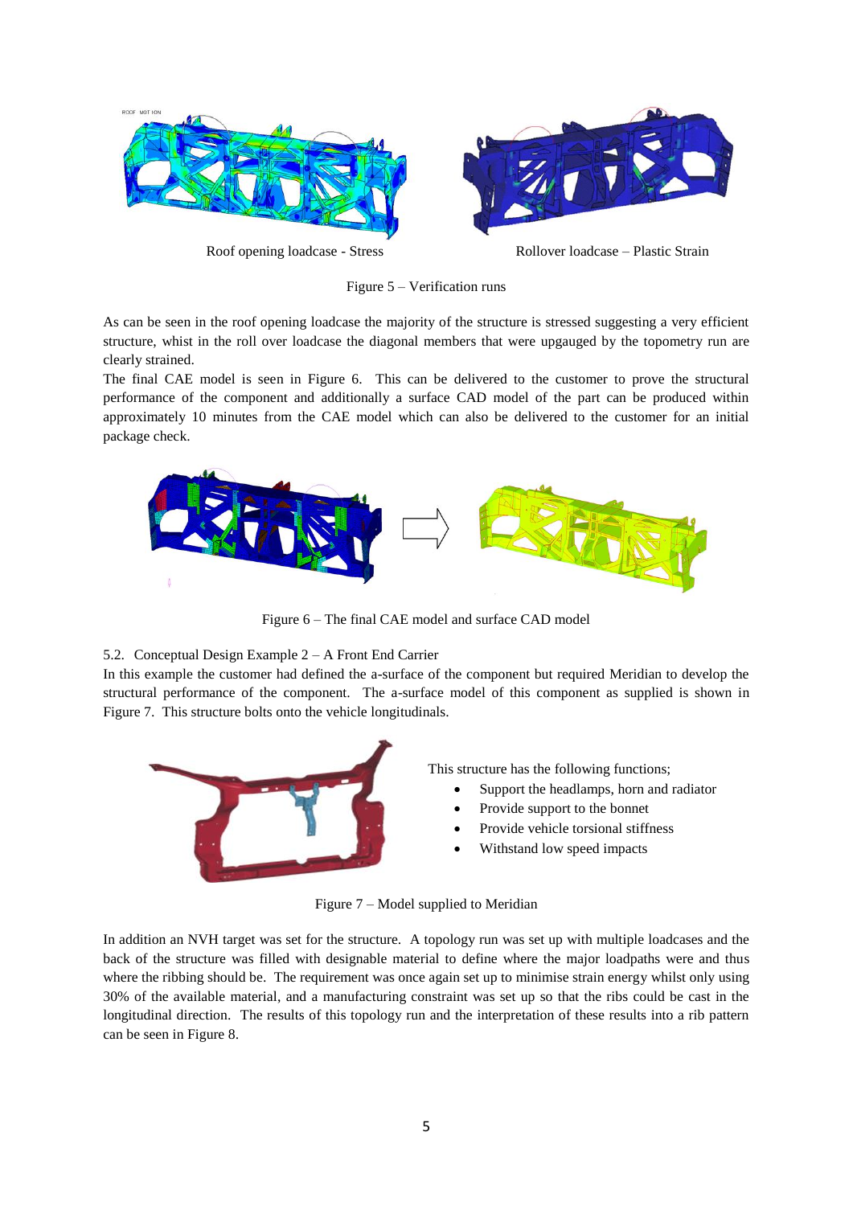Roof opening loadcase - Stress

Rollover loadcase – Plastic Strain

Figure 5 – Verification runs

As can be seen in the roof opening loadcase the majority of the structure is stressed suggesting a very efficient structure, whist in the roll over loadcase the diagonal members that were upgauged by the topometry run are clearly strained.

The final CAE model is seen in Figure 6. This can be delivered to the customer to prove the structural performance of the component and additionally a surface CAD model of the part can be produced within approximately 10 minutes from the CAE model which can also be delivered to the customer for an initial package check.

Figure 6 – The final CAE model and surface CAD model

### 5.2. Conceptual Design Example 2 – A Front End Carrier

In this example the customer had defined the a-surface of the component but required Meridian to develop the structural performance of the component. The a-surface model of this component as supplied is shown in Figure 7. This structure bolts onto the vehicle longitudinals.

This structure has the following functions;

- Support the headlamps, horn and radiator
- Provide support to the bonnet
- Provide vehicle torsional stiffness
- Withstand low speed impacts

Figure 7 – Model supplied to Meridian

In addition an NVH target was set for the structure. A topology run was set up with multiple loadcases and the back of the structure was filled with designable material to define where the major loadpaths were and thus where the ribbing should be. The requirement was once again set up to minimise strain energy whilst only using 30% of the available material, and a manufacturing constraint was set up so that the ribs could be cast in the longitudinal direction. The results of this topology run and the interpretation of these results into a rib pattern can be seen in Figure 8.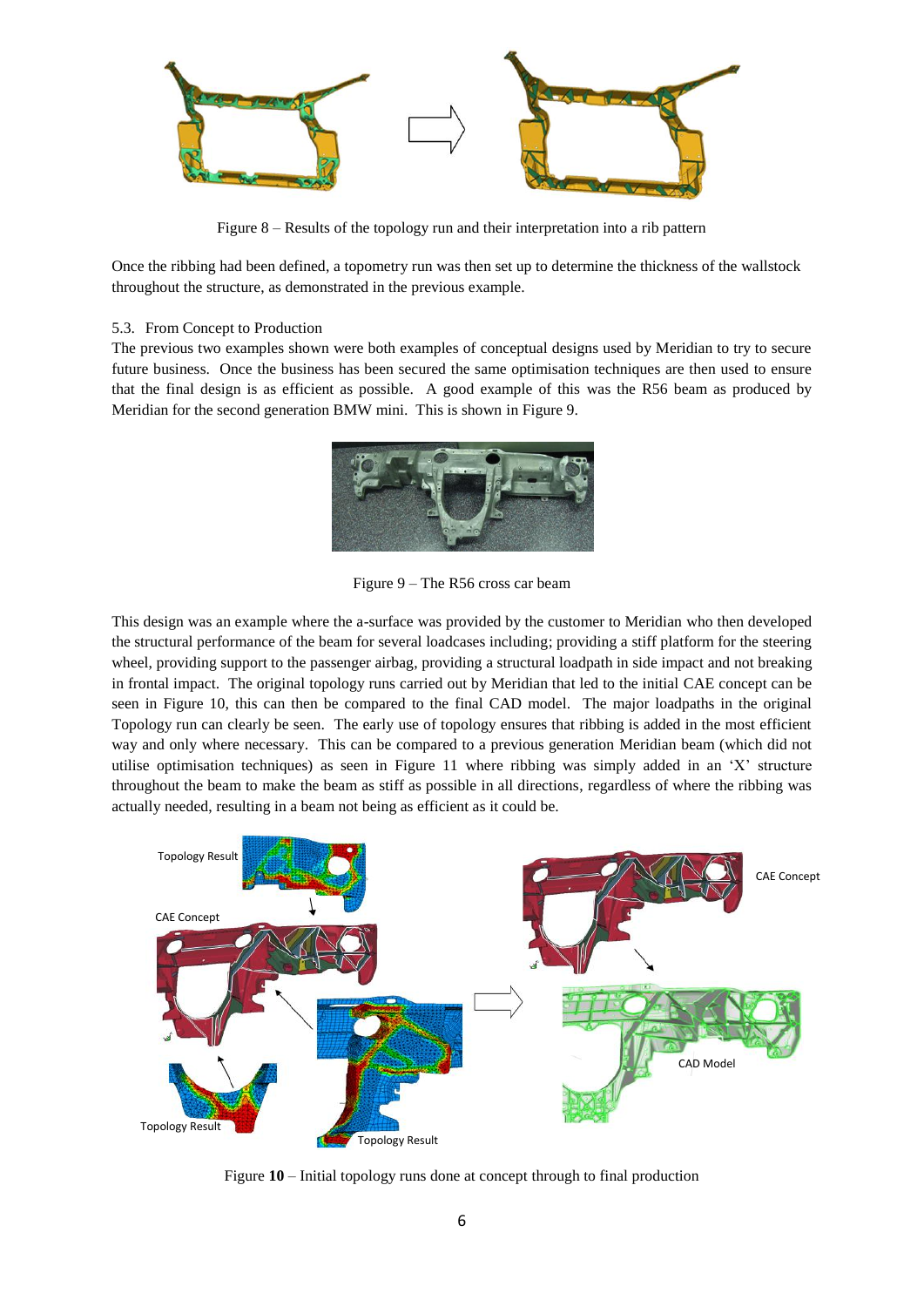Figure 8 – Results of the topology run and their interpretation into a rib pattern

Once the ribbing had been defined, a topometry run was then set up to determine the thickness of the wallstock throughout the structure, as demonstrated in the previous example.

### 5.3. From Concept to Production

The previous two examples shown were both examples of conceptual designs used by Meridian to try to secure future business. Once the business has been secured the same optimisation techniques are then used to ensure that the final design is as efficient as possible. A good example of this was the R56 beam as produced by Meridian for the second generation BMW mini. This is shown in Figure 9.

Figure 9 – The R56 cross car beam

This design was an example where the a-surface was provided by the customer to Meridian who then developed the structural performance of the beam for several loadcases including; providing a stiff platform for the steering wheel, providing support to the passenger airbag, providing a structural loadpath in side impact and not breaking in frontal impact. The original topology runs carried out by Meridian that led to the initial CAE concept can be seen in Figure 10, this can then be compared to the final CAD model. The major loadpaths in the original Topology run can clearly be seen. The early use of topology ensures that ribbing is added in the most efficient way and only where necessary. This can be compared to a previous generation Meridian beam (which did not utilise optimisation techniques) as seen in Figure 11 where ribbing was simply added in an 'X' structure throughout the beam to make the beam as stiff as possible in all directions, regardless of where the ribbing was actually needed, resulting in a beam not being as efficient as it could be.

Figure **10** – Initial topology runs done at concept through to final production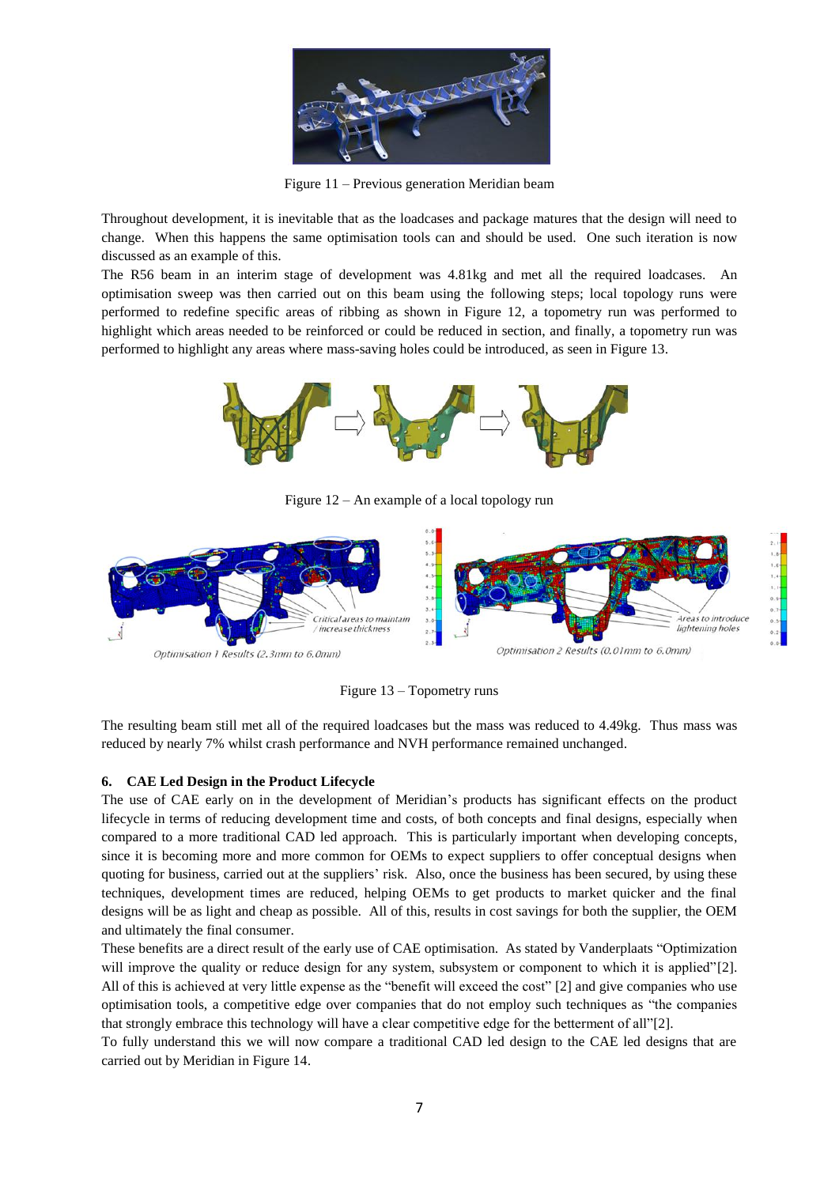Figure 11 – Previous generation Meridian beam

Throughout development, it is inevitable that as the loadcases and package matures that the design will need to change. When this happens the same optimisation tools can and should be used. One such iteration is now discussed as an example of this.

The R56 beam in an interim stage of development was 4.81kg and met all the required loadcases. An optimisation sweep was then carried out on this beam using the following steps; local topology runs were performed to redefine specific areas of ribbing as shown in Figure 12, a topometry run was performed to highlight which areas needed to be reinforced or could be reduced in section, and finally, a topometry run was performed to highlight any areas where mass-saving holes could be introduced, as seen in Figure 13.

Figure 12 – An example of a local topology run

Figure 13 – Topometry runs

The resulting beam still met all of the required loadcases but the mass was reduced to 4.49kg. Thus mass was reduced by nearly 7% whilst crash performance and NVH performance remained unchanged.

## 6. CAE Led Design in the Product Lifecycle

The use of CAE early on in the development of Meridian's products has significant effects on the product lifecycle in terms of reducing development time and costs, of both concepts and final designs, especially when compared to a more traditional CAD led approach. This is particularly important when developing concepts, since it is becoming more and more common for OEMs to expect suppliers to offer conceptual designs when quoting for business, carried out at the suppliers' risk. Also, once the business has been secured, by using these techniques, development times are reduced, helping OEMs to get products to market quicker and the final designs will be as light and cheap as possible. All of this, results in cost savings for both the supplier, the OEM and ultimately the final consumer.

These benefits are a direct result of the early use of CAE optimisation. As stated by Vanderplaats "Optimization will improve the quality or reduce design for any system, subsystem or component to which it is applied"[2]. All of this is achieved at very little expense as the "benefit will exceed the cost" [2] and give companies who use optimisation tools, a competitive edge over companies that do not employ such techniques as "the companies that strongly embrace this technology will have a clear competitive edge for the betterment of all"[2].

To fully understand this we will now compare a traditional CAD led design to the CAE led designs that are carried out by Meridian in Figure 14.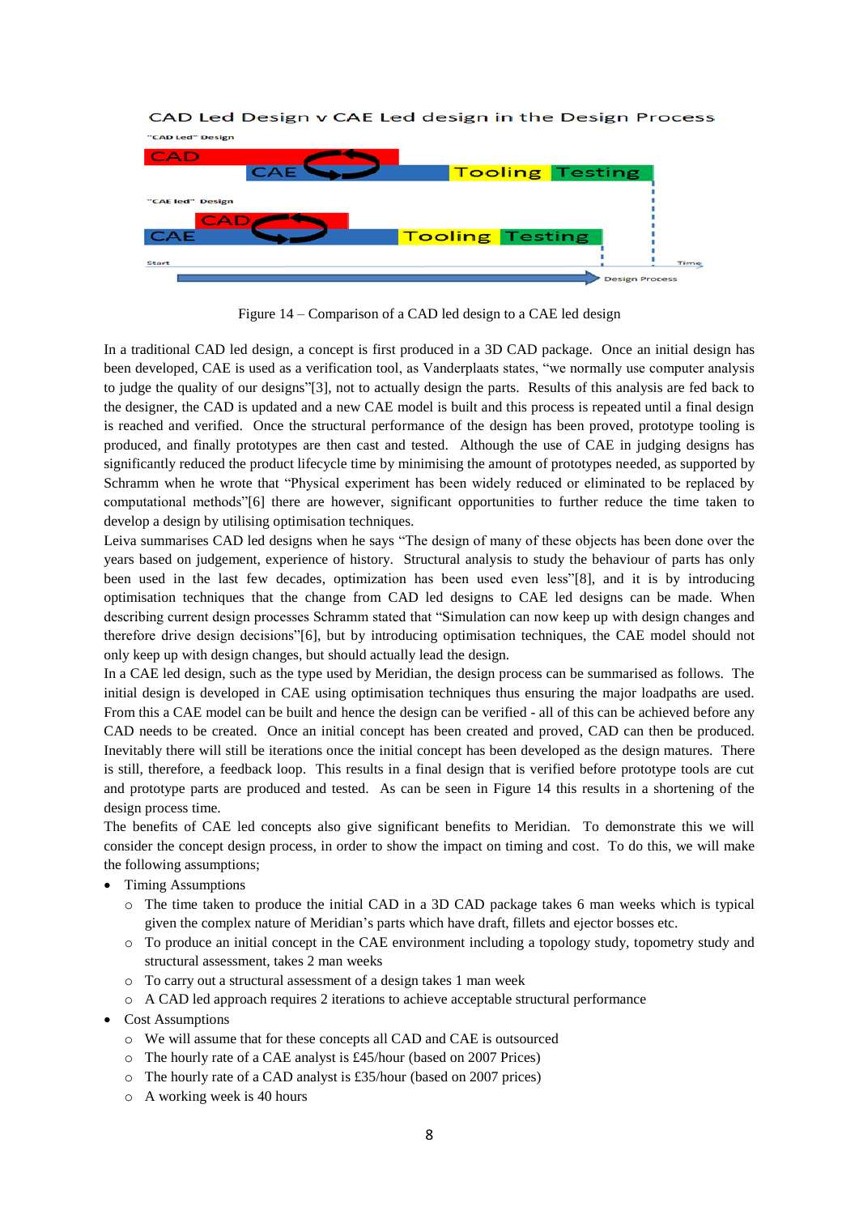Figure 14 – Comparison of a CAD led design to a CAE led design

In a traditional CAD led design, a concept is first produced in a 3D CAD package. Once an initial design has been developed, CAE is used as a verification tool, as Vanderplaats states, "we normally use computer analysis to judge the quality of our designs"[3], not to actually design the parts. Results of this analysis are fed back to the designer, the CAD is updated and a new CAE model is built and this process is repeated until a final design is reached and verified. Once the structural performance of the design has been proved, prototype tooling is produced, and finally prototypes are then cast and tested. Although the use of CAE in judging designs has significantly reduced the product lifecycle time by minimising the amount of prototypes needed, as supported by Schramm when he wrote that "Physical experiment has been widely reduced or eliminated to be replaced by computational methods"[6] there are however, significant opportunities to further reduce the time taken to develop a design by utilising optimisation techniques.

Leiva summarises CAD led designs when he says "The design of many of these objects has been done over the years based on judgement, experience of history. Structural analysis to study the behaviour of parts has only been used in the last few decades, optimization has been used even less"[8], and it is by introducing optimisation techniques that the change from CAD led designs to CAE led designs can be made. When describing current design processes Schramm stated that "Simulation can now keep up with design changes and therefore drive design decisions"[6], but by introducing optimisation techniques, the CAE model should not only keep up with design changes, but should actually lead the design.

In a CAE led design, such as the type used by Meridian, the design process can be summarised as follows. The initial design is developed in CAE using optimisation techniques thus ensuring the major loadpaths are used. From this a CAE model can be built and hence the design can be verified - all of this can be achieved before any CAD needs to be created. Once an initial concept has been created and proved, CAD can then be produced. Inevitably there will still be iterations once the initial concept has been developed as the design matures. There is still, therefore, a feedback loop. This results in a final design that is verified before prototype tools are cut and prototype parts are produced and tested. As can be seen in Figure 14 this results in a shortening of the design process time.

The benefits of CAE led concepts also give significant benefits to Meridian. To demonstrate this we will consider the concept design process, in order to show the impact on timing and cost. To do this, we will make the following assumptions;

- Timing Assumptions
  - The time taken to produce the initial CAD in a 3D CAD package takes 6 man weeks which is typical given the complex nature of Meridian's parts which have draft, fillets and ejector bosses etc.
  - To produce an initial concept in the CAE environment including a topology study, topometry study and structural assessment, takes 2 man weeks
  - To carry out a structural assessment of a design takes 1 man week
  - A CAD led approach requires 2 iterations to achieve acceptable structural performance
- Cost Assumptions
  - We will assume that for these concepts all CAD and CAE is outsourced
  - The hourly rate of a CAE analyst is £45/hour (based on 2007 Prices)
  - The hourly rate of a CAD analyst is £35/hour (based on 2007 prices)
  - A working week is 40 hours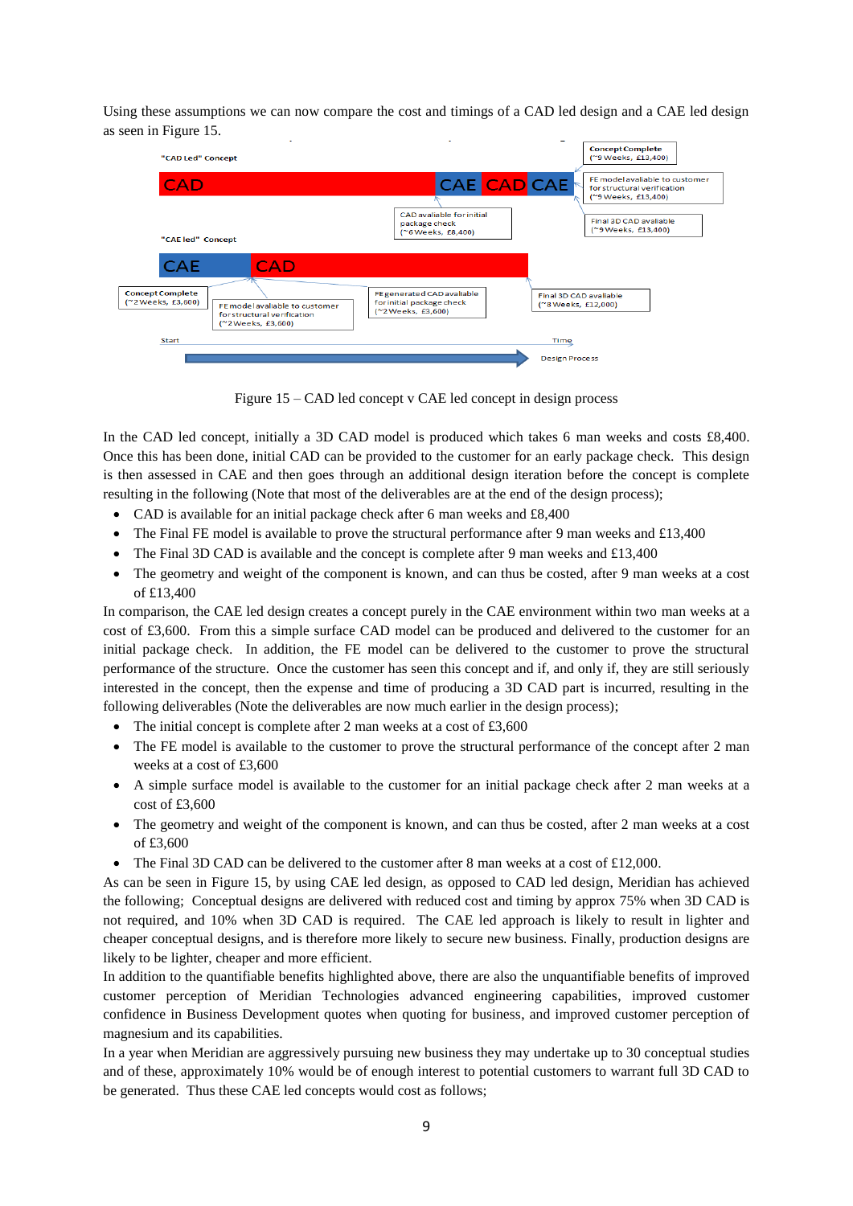Using these assumptions we can now compare the cost and timings of a CAD led design and a CAE led design as seen in Figure 15.

"CAD Led" Concept

CAD | CAE | CAD | CAE

Concept Complete (~9 Weeks, £13,400)

FE model avaliable to customer for structural verification (~9 Weeks, £13,400)

CAD avaliable for initial package check (~6 Weeks, £8,400)

Final 3D CAD available (~9 Weeks, £13,400)

"CAE led" Concept

CAE | CAD

Concept Complete (~2 Weeks, £3,600)

FE model avaliable to customer for structural verification (~2 Weeks, £3,600)

FE generated CAD avaliable for initial package check (~2 Weeks, £3,600)

Final 3D CAD avaliable (~8 Weeks, £12,000)

Start — Time — Design Process

Figure 15 – CAD led concept v CAE led concept in design process

In the CAD led concept, initially a 3D CAD model is produced which takes 6 man weeks and costs £8,400. Once this has been done, initial CAD can be provided to the customer for an early package check. This design is then assessed in CAE and then goes through an additional design iteration before the concept is complete resulting in the following (Note that most of the deliverables are at the end of the design process);

- CAD is available for an initial package check after 6 man weeks and £8,400
- The Final FE model is available to prove the structural performance after 9 man weeks and £13,400
- The Final 3D CAD is available and the concept is complete after 9 man weeks and £13,400
- The geometry and weight of the component is known, and can thus be costed, after 9 man weeks at a cost of £13,400

In comparison, the CAE led design creates a concept purely in the CAE environment within two man weeks at a cost of £3,600. From this a simple surface CAD model can be produced and delivered to the customer for an initial package check. In addition, the FE model can be delivered to the customer to prove the structural performance of the structure. Once the customer has seen this concept and if, and only if, they are still seriously interested in the concept, then the expense and time of producing a 3D CAD part is incurred, resulting in the following deliverables (Note the deliverables are now much earlier in the design process);

- The initial concept is complete after 2 man weeks at a cost of £3,600
- The FE model is available to the customer to prove the structural performance of the concept after 2 man weeks at a cost of £3,600
- A simple surface model is available to the customer for an initial package check after 2 man weeks at a cost of £3,600
- The geometry and weight of the component is known, and can thus be costed, after 2 man weeks at a cost of £3,600
- The Final 3D CAD can be delivered to the customer after 8 man weeks at a cost of £12,000.

As can be seen in Figure 15, by using CAE led design, as opposed to CAD led design, Meridian has achieved the following; Conceptual designs are delivered with reduced cost and timing by approx 75% when 3D CAD is not required, and 10% when 3D CAD is required. The CAE led approach is likely to result in lighter and cheaper conceptual designs, and is therefore more likely to secure new business. Finally, production designs are likely to be lighter, cheaper and more efficient.

In addition to the quantifiable benefits highlighted above, there are also the unquantifiable benefits of improved customer perception of Meridian Technologies advanced engineering capabilities, improved customer confidence in Business Development quotes when quoting for business, and improved customer perception of magnesium and its capabilities.

In a year when Meridian are aggressively pursuing new business they may undertake up to 30 conceptual studies and of these, approximately 10% would be of enough interest to potential customers to warrant full 3D CAD to be generated. Thus these CAE led concepts would cost as follows;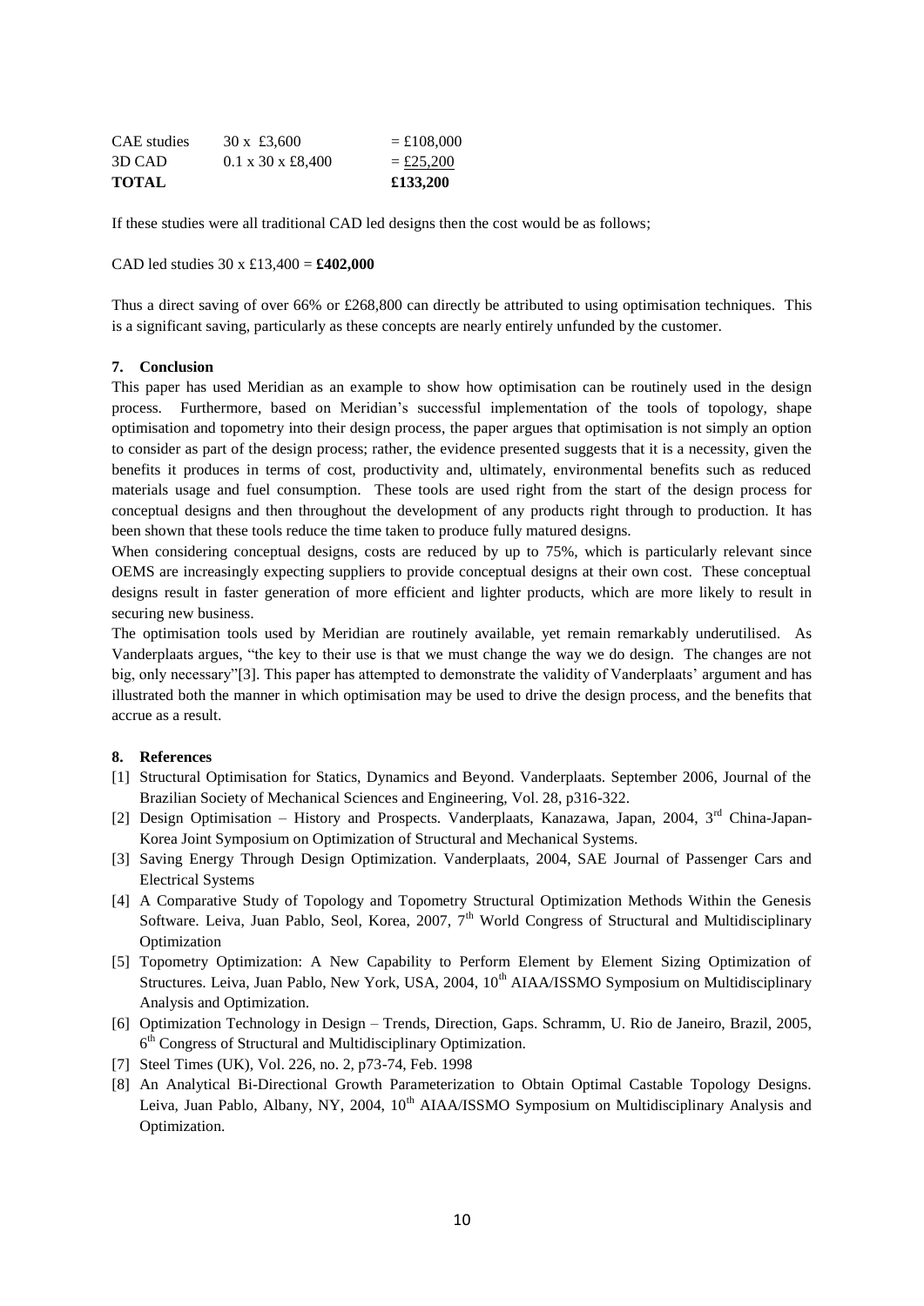| | | |
|---|---|---|
| CAE studies | 30 x £3,600 | = £108,000 |
| 3D CAD | 0.1 x 30 x £8,400 | = £25,200 |
| **TOTAL** | | **£133,200** |

If these studies were all traditional CAD led designs then the cost would be as follows;

CAD led studies 30 x £13,400 = **£402,000**

Thus a direct saving of over 66% or £268,800 can directly be attributed to using optimisation techniques. This is a significant saving, particularly as these concepts are nearly entirely unfunded by the customer.

## 7. Conclusion

This paper has used Meridian as an example to show how optimisation can be routinely used in the design process. Furthermore, based on Meridian's successful implementation of the tools of topology, shape optimisation and topometry into their design process, the paper argues that optimisation is not simply an option to consider as part of the design process; rather, the evidence presented suggests that it is a necessity, given the benefits it produces in terms of cost, productivity and, ultimately, environmental benefits such as reduced materials usage and fuel consumption. These tools are used right from the start of the design process for conceptual designs and then throughout the development of any products right through to production. It has been shown that these tools reduce the time taken to produce fully matured designs.

When considering conceptual designs, costs are reduced by up to 75%, which is particularly relevant since OEMS are increasingly expecting suppliers to provide conceptual designs at their own cost. These conceptual designs result in faster generation of more efficient and lighter products, which are more likely to result in securing new business.

The optimisation tools used by Meridian are routinely available, yet remain remarkably underutilised. As Vanderplaats argues, "the key to their use is that we must change the way we do design. The changes are not big, only necessary"[3]. This paper has attempted to demonstrate the validity of Vanderplaats' argument and has illustrated both the manner in which optimisation may be used to drive the design process, and the benefits that accrue as a result.

## 8. References

[1] Structural Optimisation for Statics, Dynamics and Beyond. Vanderplaats. September 2006, Journal of the Brazilian Society of Mechanical Sciences and Engineering, Vol. 28, p316-322.

[2] Design Optimisation – History and Prospects. Vanderplaats, Kanazawa, Japan, 2004, 3rd China-Japan-Korea Joint Symposium on Optimization of Structural and Mechanical Systems.

[3] Saving Energy Through Design Optimization. Vanderplaats, 2004, SAE Journal of Passenger Cars and Electrical Systems

[4] A Comparative Study of Topology and Topometry Structural Optimization Methods Within the Genesis Software. Leiva, Juan Pablo, Seol, Korea, 2007, 7th World Congress of Structural and Multidisciplinary Optimization

[5] Topometry Optimization: A New Capability to Perform Element by Element Sizing Optimization of Structures. Leiva, Juan Pablo, New York, USA, 2004, 10th AIAA/ISSMO Symposium on Multidisciplinary Analysis and Optimization.

[6] Optimization Technology in Design – Trends, Direction, Gaps. Schramm, U. Rio de Janeiro, Brazil, 2005, 6th Congress of Structural and Multidisciplinary Optimization.

[7] Steel Times (UK), Vol. 226, no. 2, p73-74, Feb. 1998

[8] An Analytical Bi-Directional Growth Parameterization to Obtain Optimal Castable Topology Designs. Leiva, Juan Pablo, Albany, NY, 2004, 10th AIAA/ISSMO Symposium on Multidisciplinary Analysis and Optimization.